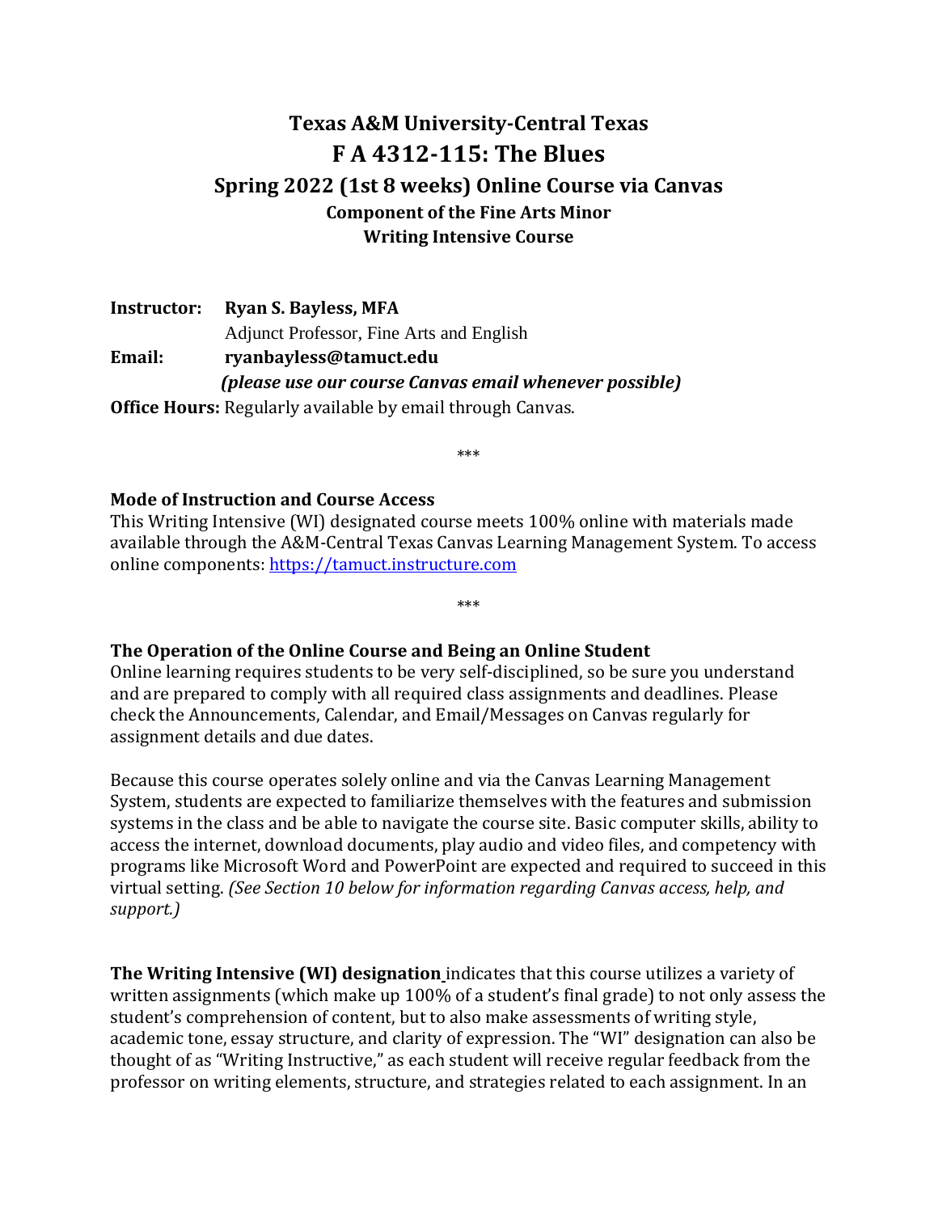# Texas A&M University-Central Texas

# F A 4312-115: The Blues

## Spring 2022 (1st 8 weeks) Online Course via Canvas

### Component of the Fine Arts Minor

### Writing Intensive Course

**Instructor:** **Ryan S. Bayless, MFA**
Adjunct Professor, Fine Arts and English

**Email:** **ryanbayless@tamuct.edu**
***(please use our course Canvas email whenever possible)***

**Office Hours:** Regularly available by email through Canvas.

***

**Mode of Instruction and Course Access**

This Writing Intensive (WI) designated course meets 100% online with materials made available through the A&M-Central Texas Canvas Learning Management System. To access online components: https://tamuct.instructure.com

***

**The Operation of the Online Course and Being an Online Student**

Online learning requires students to be very self-disciplined, so be sure you understand and are prepared to comply with all required class assignments and deadlines. Please check the Announcements, Calendar, and Email/Messages on Canvas regularly for assignment details and due dates.

Because this course operates solely online and via the Canvas Learning Management System, students are expected to familiarize themselves with the features and submission systems in the class and be able to navigate the course site. Basic computer skills, ability to access the internet, download documents, play audio and video files, and competency with programs like Microsoft Word and PowerPoint are expected and required to succeed in this virtual setting. *(See Section 10 below for information regarding Canvas access, help, and support.)*

**The Writing Intensive (WI) designation** indicates that this course utilizes a variety of written assignments (which make up 100% of a student's final grade) to not only assess the student's comprehension of content, but to also make assessments of writing style, academic tone, essay structure, and clarity of expression. The "WI" designation can also be thought of as "Writing Instructive," as each student will receive regular feedback from the professor on writing elements, structure, and strategies related to each assignment. In an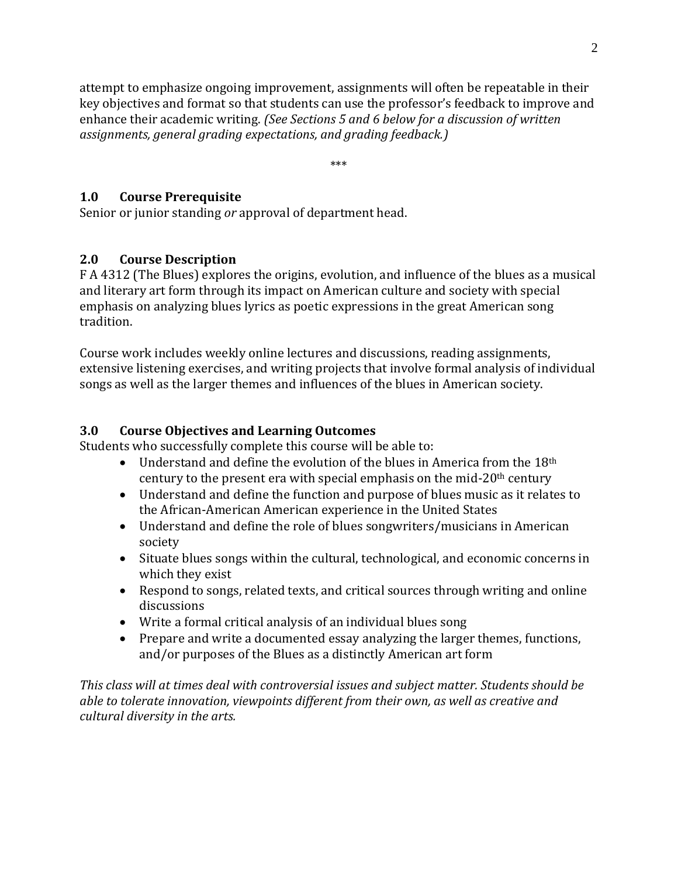attempt to emphasize ongoing improvement, assignments will often be repeatable in their key objectives and format so that students can use the professor's feedback to improve and enhance their academic writing. *(See Sections 5 and 6 below for a discussion of written assignments, general grading expectations, and grading feedback.)*

***

### 1.0 Course Prerequisite

Senior or junior standing *or* approval of department head.

### 2.0 Course Description

F A 4312 (The Blues) explores the origins, evolution, and influence of the blues as a musical and literary art form through its impact on American culture and society with special emphasis on analyzing blues lyrics as poetic expressions in the great American song tradition.

Course work includes weekly online lectures and discussions, reading assignments, extensive listening exercises, and writing projects that involve formal analysis of individual songs as well as the larger themes and influences of the blues in American society.

### 3.0 Course Objectives and Learning Outcomes

Students who successfully complete this course will be able to:

- Understand and define the evolution of the blues in America from the 18th century to the present era with special emphasis on the mid-20th century
- Understand and define the function and purpose of blues music as it relates to the African-American American experience in the United States
- Understand and define the role of blues songwriters/musicians in American society
- Situate blues songs within the cultural, technological, and economic concerns in which they exist
- Respond to songs, related texts, and critical sources through writing and online discussions
- Write a formal critical analysis of an individual blues song
- Prepare and write a documented essay analyzing the larger themes, functions, and/or purposes of the Blues as a distinctly American art form

*This class will at times deal with controversial issues and subject matter. Students should be able to tolerate innovation, viewpoints different from their own, as well as creative and cultural diversity in the arts.*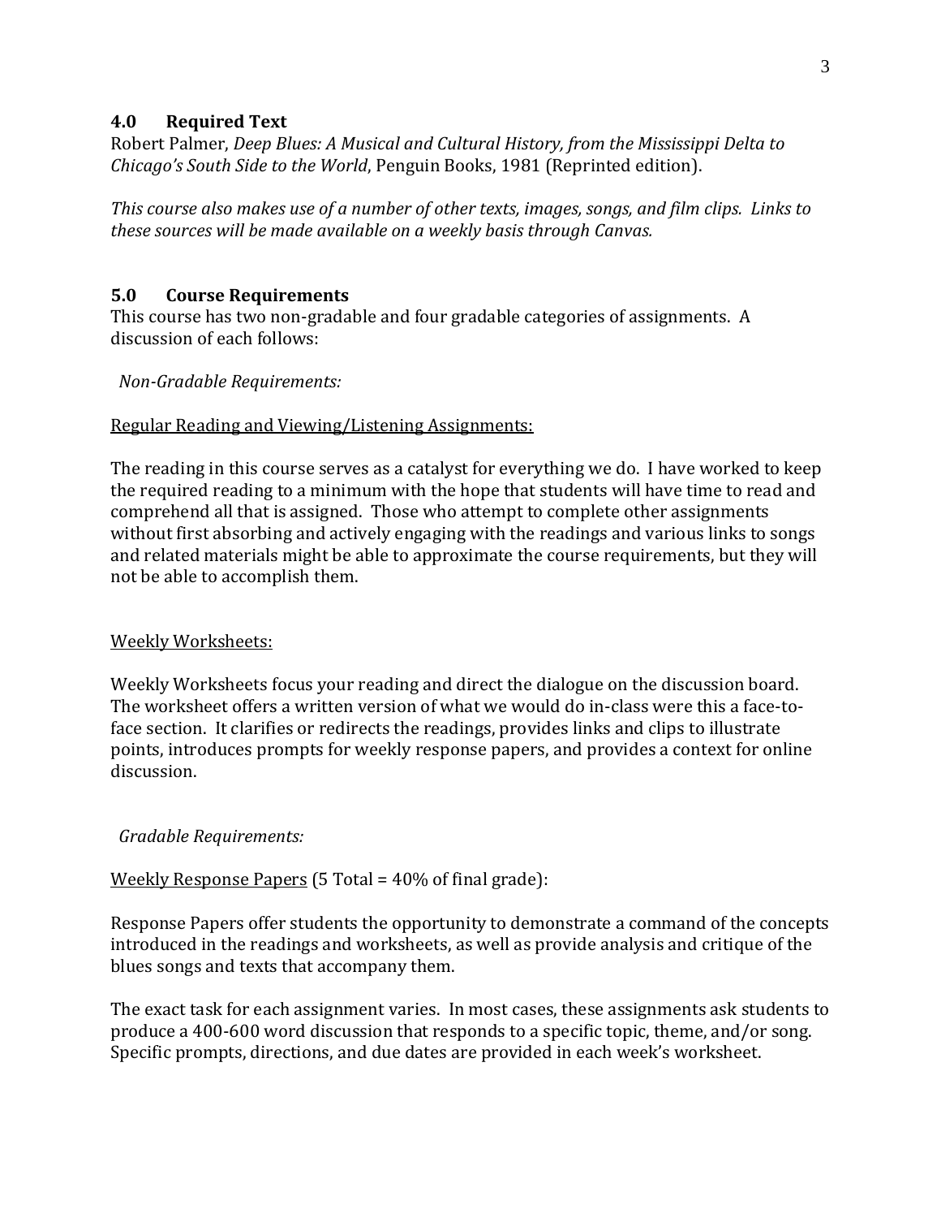## 4.0 Required Text

Robert Palmer, *Deep Blues: A Musical and Cultural History, from the Mississippi Delta to Chicago's South Side to the World*, Penguin Books, 1981 (Reprinted edition).

*This course also makes use of a number of other texts, images, songs, and film clips. Links to these sources will be made available on a weekly basis through Canvas.*

## 5.0 Course Requirements

This course has two non-gradable and four gradable categories of assignments. A discussion of each follows:

*Non-Gradable Requirements:*

<u>Regular Reading and Viewing/Listening Assignments:</u>

The reading in this course serves as a catalyst for everything we do. I have worked to keep the required reading to a minimum with the hope that students will have time to read and comprehend all that is assigned. Those who attempt to complete other assignments without first absorbing and actively engaging with the readings and various links to songs and related materials might be able to approximate the course requirements, but they will not be able to accomplish them.

<u>Weekly Worksheets:</u>

Weekly Worksheets focus your reading and direct the dialogue on the discussion board. The worksheet offers a written version of what we would do in-class were this a face-to-face section. It clarifies or redirects the readings, provides links and clips to illustrate points, introduces prompts for weekly response papers, and provides a context for online discussion.

*Gradable Requirements:*

<u>Weekly Response Papers</u> (5 Total = 40% of final grade):

Response Papers offer students the opportunity to demonstrate a command of the concepts introduced in the readings and worksheets, as well as provide analysis and critique of the blues songs and texts that accompany them.

The exact task for each assignment varies. In most cases, these assignments ask students to produce a 400-600 word discussion that responds to a specific topic, theme, and/or song. Specific prompts, directions, and due dates are provided in each week's worksheet.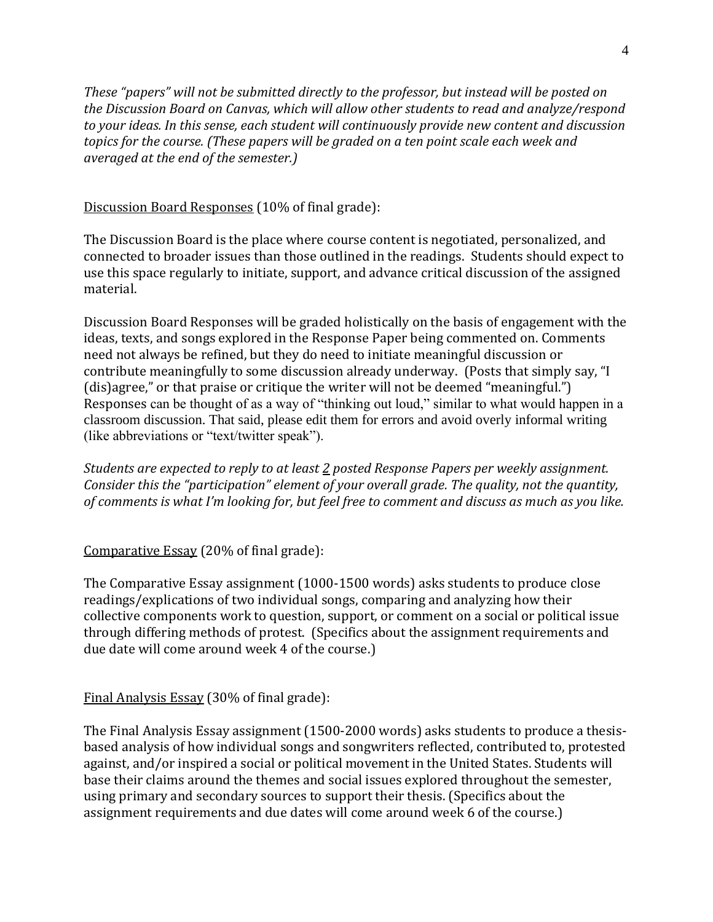*These "papers" will not be submitted directly to the professor, but instead will be posted on the Discussion Board on Canvas, which will allow other students to read and analyze/respond to your ideas. In this sense, each student will continuously provide new content and discussion topics for the course. (These papers will be graded on a ten point scale each week and averaged at the end of the semester.)*

<u>Discussion Board Responses</u> (10% of final grade):

The Discussion Board is the place where course content is negotiated, personalized, and connected to broader issues than those outlined in the readings. Students should expect to use this space regularly to initiate, support, and advance critical discussion of the assigned material.

Discussion Board Responses will be graded holistically on the basis of engagement with the ideas, texts, and songs explored in the Response Paper being commented on. Comments need not always be refined, but they do need to initiate meaningful discussion or contribute meaningfully to some discussion already underway. (Posts that simply say, "I (dis)agree," or that praise or critique the writer will not be deemed "meaningful.") Responses can be thought of as a way of "thinking out loud," similar to what would happen in a classroom discussion. That said, please edit them for errors and avoid overly informal writing (like abbreviations or "text/twitter speak").

*Students are expected to reply to at least <u>2</u> posted Response Papers per weekly assignment. Consider this the "participation" element of your overall grade. The quality, not the quantity, of comments is what I'm looking for, but feel free to comment and discuss as much as you like.*

<u>Comparative Essay</u> (20% of final grade):

The Comparative Essay assignment (1000-1500 words) asks students to produce close readings/explications of two individual songs, comparing and analyzing how their collective components work to question, support, or comment on a social or political issue through differing methods of protest. (Specifics about the assignment requirements and due date will come around week 4 of the course.)

<u>Final Analysis Essay</u> (30% of final grade):

The Final Analysis Essay assignment (1500-2000 words) asks students to produce a thesis-based analysis of how individual songs and songwriters reflected, contributed to, protested against, and/or inspired a social or political movement in the United States. Students will base their claims around the themes and social issues explored throughout the semester, using primary and secondary sources to support their thesis. (Specifics about the assignment requirements and due dates will come around week 6 of the course.)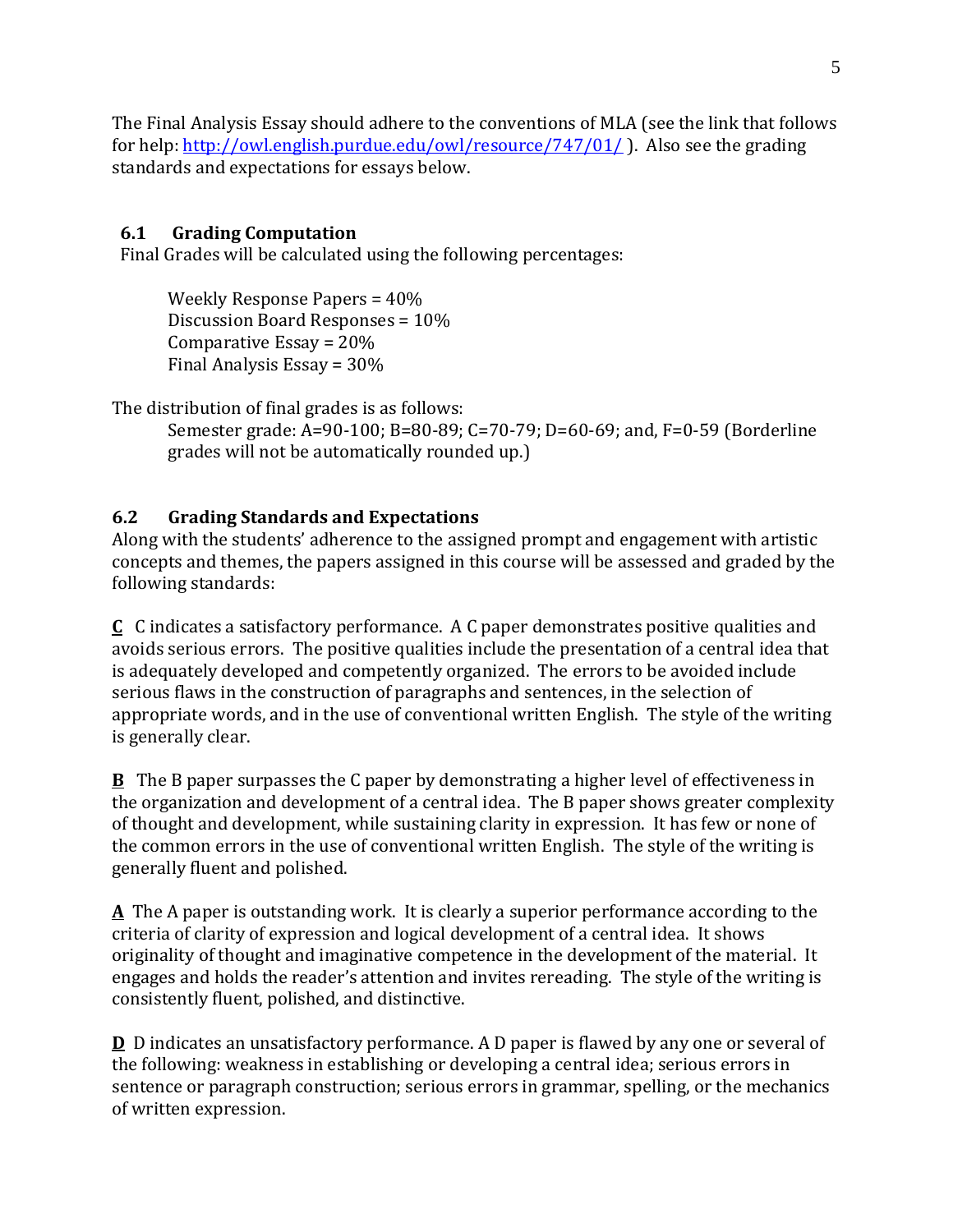The Final Analysis Essay should adhere to the conventions of MLA (see the link that follows for help: http://owl.english.purdue.edu/owl/resource/747/01/ ). Also see the grading standards and expectations for essays below.

## 6.1 Grading Computation

Final Grades will be calculated using the following percentages:

Weekly Response Papers = 40%
Discussion Board Responses = 10%
Comparative Essay = 20%
Final Analysis Essay = 30%

The distribution of final grades is as follows:

Semester grade: A=90-100; B=80-89; C=70-79; D=60-69; and, F=0-59 (Borderline grades will not be automatically rounded up.)

## 6.2 Grading Standards and Expectations

Along with the students' adherence to the assigned prompt and engagement with artistic concepts and themes, the papers assigned in this course will be assessed and graded by the following standards:

**C** C indicates a satisfactory performance. A C paper demonstrates positive qualities and avoids serious errors. The positive qualities include the presentation of a central idea that is adequately developed and competently organized. The errors to be avoided include serious flaws in the construction of paragraphs and sentences, in the selection of appropriate words, and in the use of conventional written English. The style of the writing is generally clear.

**B** The B paper surpasses the C paper by demonstrating a higher level of effectiveness in the organization and development of a central idea. The B paper shows greater complexity of thought and development, while sustaining clarity in expression. It has few or none of the common errors in the use of conventional written English. The style of the writing is generally fluent and polished.

**A** The A paper is outstanding work. It is clearly a superior performance according to the criteria of clarity of expression and logical development of a central idea. It shows originality of thought and imaginative competence in the development of the material. It engages and holds the reader's attention and invites rereading. The style of the writing is consistently fluent, polished, and distinctive.

**D** D indicates an unsatisfactory performance. A D paper is flawed by any one or several of the following: weakness in establishing or developing a central idea; serious errors in sentence or paragraph construction; serious errors in grammar, spelling, or the mechanics of written expression.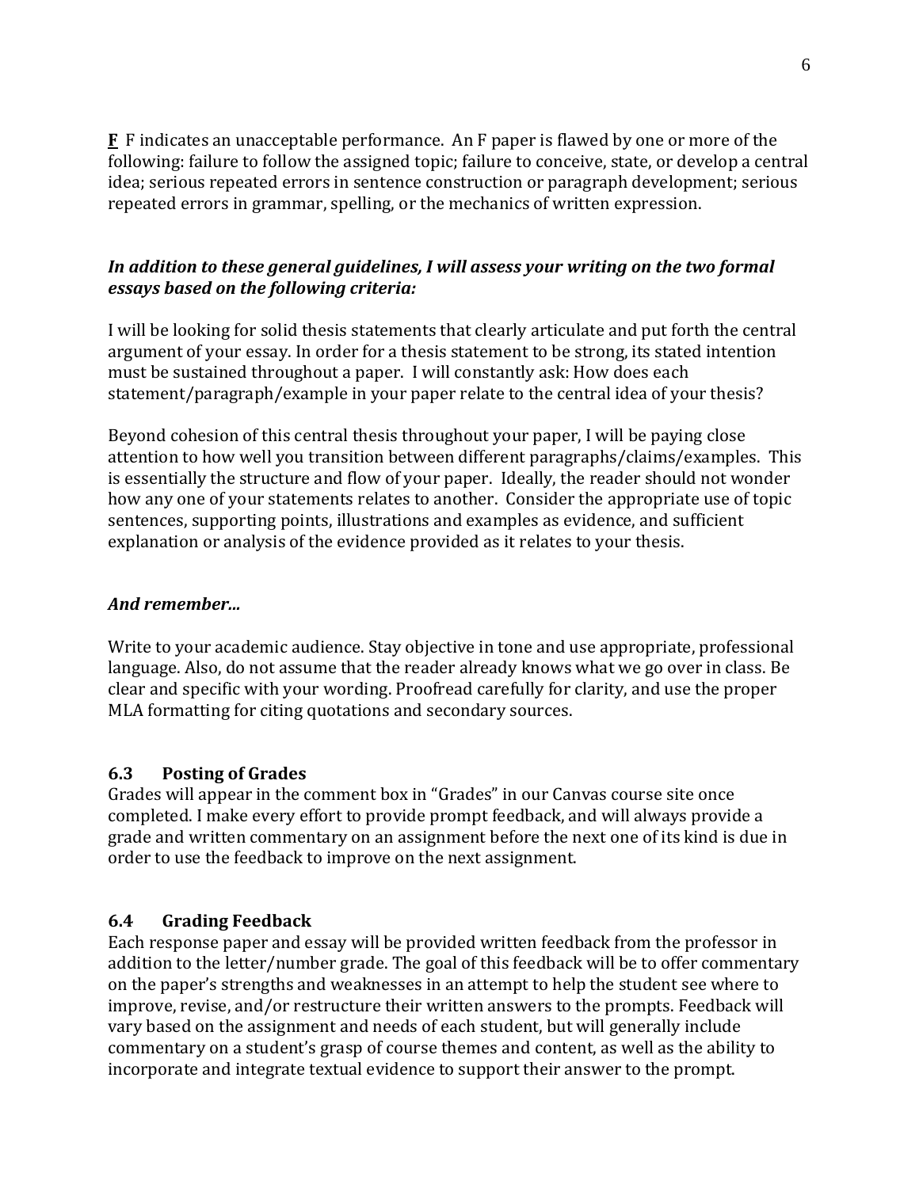**F** F indicates an unacceptable performance. An F paper is flawed by one or more of the following: failure to follow the assigned topic; failure to conceive, state, or develop a central idea; serious repeated errors in sentence construction or paragraph development; serious repeated errors in grammar, spelling, or the mechanics of written expression.

***In addition to these general guidelines, I will assess your writing on the two formal essays based on the following criteria:***

I will be looking for solid thesis statements that clearly articulate and put forth the central argument of your essay. In order for a thesis statement to be strong, its stated intention must be sustained throughout a paper. I will constantly ask: How does each statement/paragraph/example in your paper relate to the central idea of your thesis?

Beyond cohesion of this central thesis throughout your paper, I will be paying close attention to how well you transition between different paragraphs/claims/examples. This is essentially the structure and flow of your paper. Ideally, the reader should not wonder how any one of your statements relates to another. Consider the appropriate use of topic sentences, supporting points, illustrations and examples as evidence, and sufficient explanation or analysis of the evidence provided as it relates to your thesis.

***And remember…***

Write to your academic audience. Stay objective in tone and use appropriate, professional language. Also, do not assume that the reader already knows what we go over in class. Be clear and specific with your wording. Proofread carefully for clarity, and use the proper MLA formatting for citing quotations and secondary sources.

### 6.3 Posting of Grades

Grades will appear in the comment box in "Grades" in our Canvas course site once completed. I make every effort to provide prompt feedback, and will always provide a grade and written commentary on an assignment before the next one of its kind is due in order to use the feedback to improve on the next assignment.

### 6.4 Grading Feedback

Each response paper and essay will be provided written feedback from the professor in addition to the letter/number grade. The goal of this feedback will be to offer commentary on the paper's strengths and weaknesses in an attempt to help the student see where to improve, revise, and/or restructure their written answers to the prompts. Feedback will vary based on the assignment and needs of each student, but will generally include commentary on a student's grasp of course themes and content, as well as the ability to incorporate and integrate textual evidence to support their answer to the prompt.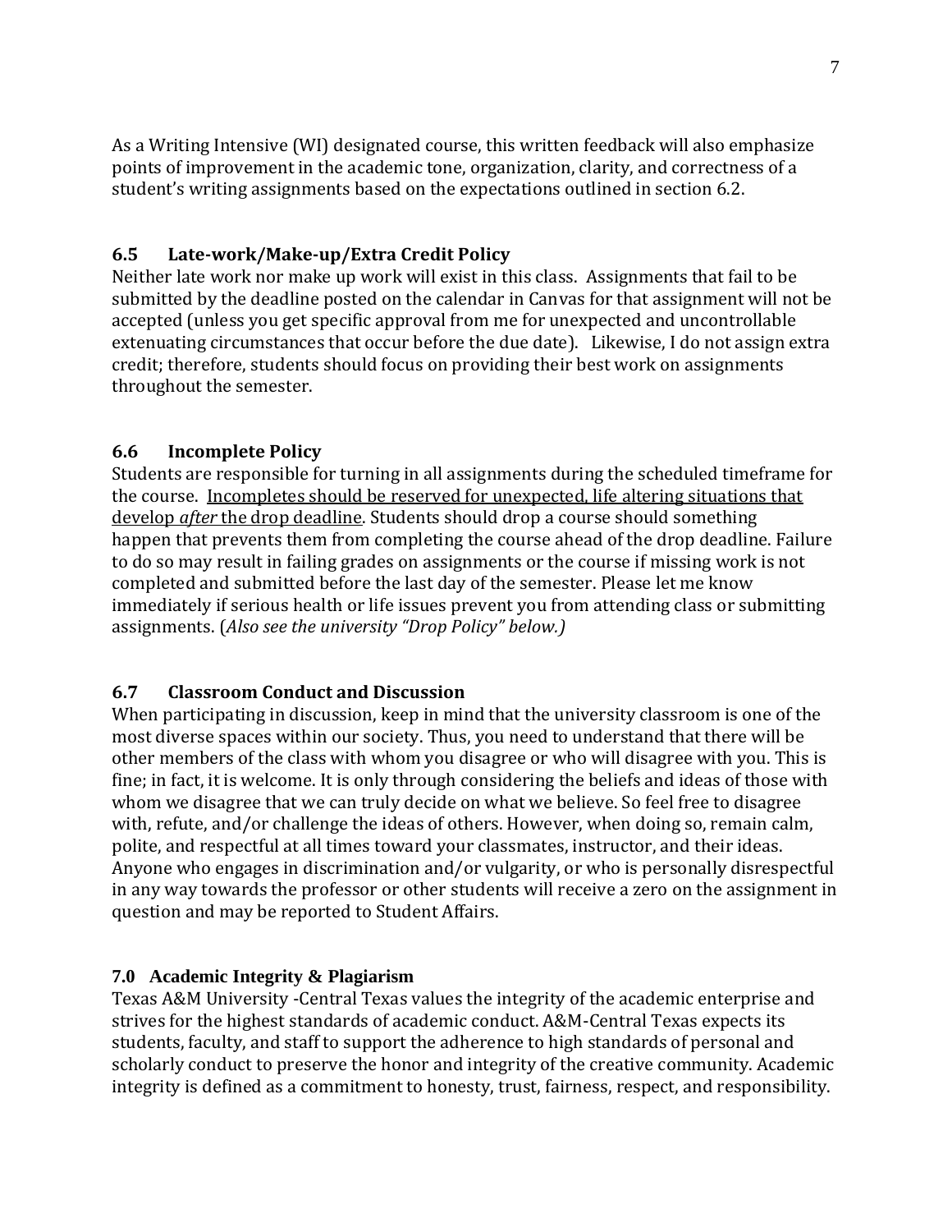As a Writing Intensive (WI) designated course, this written feedback will also emphasize points of improvement in the academic tone, organization, clarity, and correctness of a student's writing assignments based on the expectations outlined in section 6.2.

### 6.5 Late-work/Make-up/Extra Credit Policy

Neither late work nor make up work will exist in this class. Assignments that fail to be submitted by the deadline posted on the calendar in Canvas for that assignment will not be accepted (unless you get specific approval from me for unexpected and uncontrollable extenuating circumstances that occur before the due date). Likewise, I do not assign extra credit; therefore, students should focus on providing their best work on assignments throughout the semester.

### 6.6 Incomplete Policy

Students are responsible for turning in all assignments during the scheduled timeframe for the course. <u>Incompletes should be reserved for unexpected, life altering situations that develop *after* the drop deadline</u>. Students should drop a course should something happen that prevents them from completing the course ahead of the drop deadline. Failure to do so may result in failing grades on assignments or the course if missing work is not completed and submitted before the last day of the semester. Please let me know immediately if serious health or life issues prevent you from attending class or submitting assignments. (*Also see the university "Drop Policy" below.)*

### 6.7 Classroom Conduct and Discussion

When participating in discussion, keep in mind that the university classroom is one of the most diverse spaces within our society. Thus, you need to understand that there will be other members of the class with whom you disagree or who will disagree with you. This is fine; in fact, it is welcome. It is only through considering the beliefs and ideas of those with whom we disagree that we can truly decide on what we believe. So feel free to disagree with, refute, and/or challenge the ideas of others. However, when doing so, remain calm, polite, and respectful at all times toward your classmates, instructor, and their ideas. Anyone who engages in discrimination and/or vulgarity, or who is personally disrespectful in any way towards the professor or other students will receive a zero on the assignment in question and may be reported to Student Affairs.

## 7.0 Academic Integrity & Plagiarism

Texas A&M University -Central Texas values the integrity of the academic enterprise and strives for the highest standards of academic conduct. A&M-Central Texas expects its students, faculty, and staff to support the adherence to high standards of personal and scholarly conduct to preserve the honor and integrity of the creative community. Academic integrity is defined as a commitment to honesty, trust, fairness, respect, and responsibility.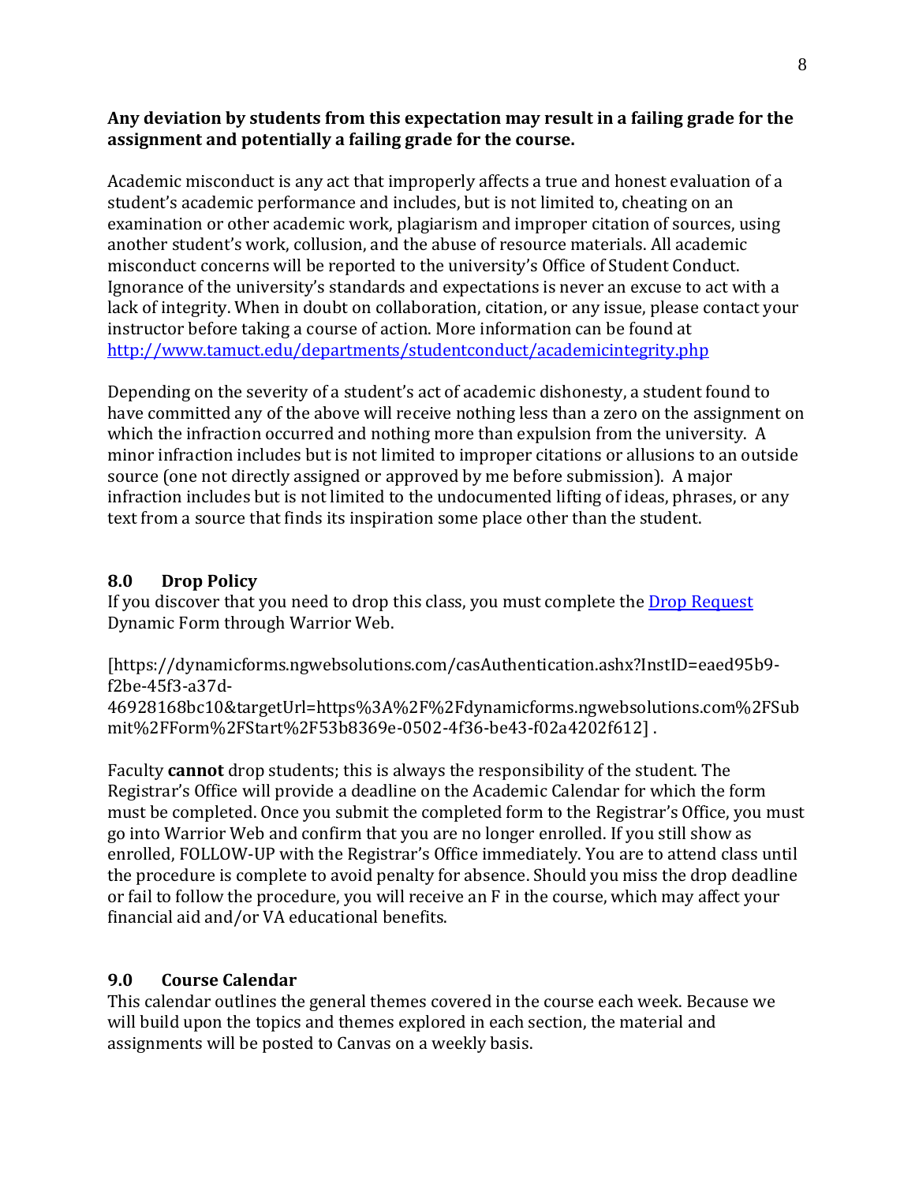**Any deviation by students from this expectation may result in a failing grade for the assignment and potentially a failing grade for the course.**

Academic misconduct is any act that improperly affects a true and honest evaluation of a student's academic performance and includes, but is not limited to, cheating on an examination or other academic work, plagiarism and improper citation of sources, using another student's work, collusion, and the abuse of resource materials. All academic misconduct concerns will be reported to the university's Office of Student Conduct. Ignorance of the university's standards and expectations is never an excuse to act with a lack of integrity. When in doubt on collaboration, citation, or any issue, please contact your instructor before taking a course of action. More information can be found at [http://www.tamuct.edu/departments/studentconduct/academicintegrity.php](http://www.tamuct.edu/departments/studentconduct/academicintegrity.php)

Depending on the severity of a student's act of academic dishonesty, a student found to have committed any of the above will receive nothing less than a zero on the assignment on which the infraction occurred and nothing more than expulsion from the university. A minor infraction includes but is not limited to improper citations or allusions to an outside source (one not directly assigned or approved by me before submission). A major infraction includes but is not limited to the undocumented lifting of ideas, phrases, or any text from a source that finds its inspiration some place other than the student.

## 8.0 Drop Policy

If you discover that you need to drop this class, you must complete the Drop Request Dynamic Form through Warrior Web.

[https://dynamicforms.ngwebsolutions.com/casAuthentication.ashx?InstID=eaed95b9-f2be-45f3-a37d-46928168bc10&targetUrl=https%3A%2F%2Fdynamicforms.ngwebsolutions.com%2FSubmit%2FForm%2FStart%2F53b8369e-0502-4f36-be43-f02a4202f612] .

Faculty **cannot** drop students; this is always the responsibility of the student. The Registrar's Office will provide a deadline on the Academic Calendar for which the form must be completed. Once you submit the completed form to the Registrar's Office, you must go into Warrior Web and confirm that you are no longer enrolled. If you still show as enrolled, FOLLOW-UP with the Registrar's Office immediately. You are to attend class until the procedure is complete to avoid penalty for absence. Should you miss the drop deadline or fail to follow the procedure, you will receive an F in the course, which may affect your financial aid and/or VA educational benefits.

## 9.0 Course Calendar

This calendar outlines the general themes covered in the course each week. Because we will build upon the topics and themes explored in each section, the material and assignments will be posted to Canvas on a weekly basis.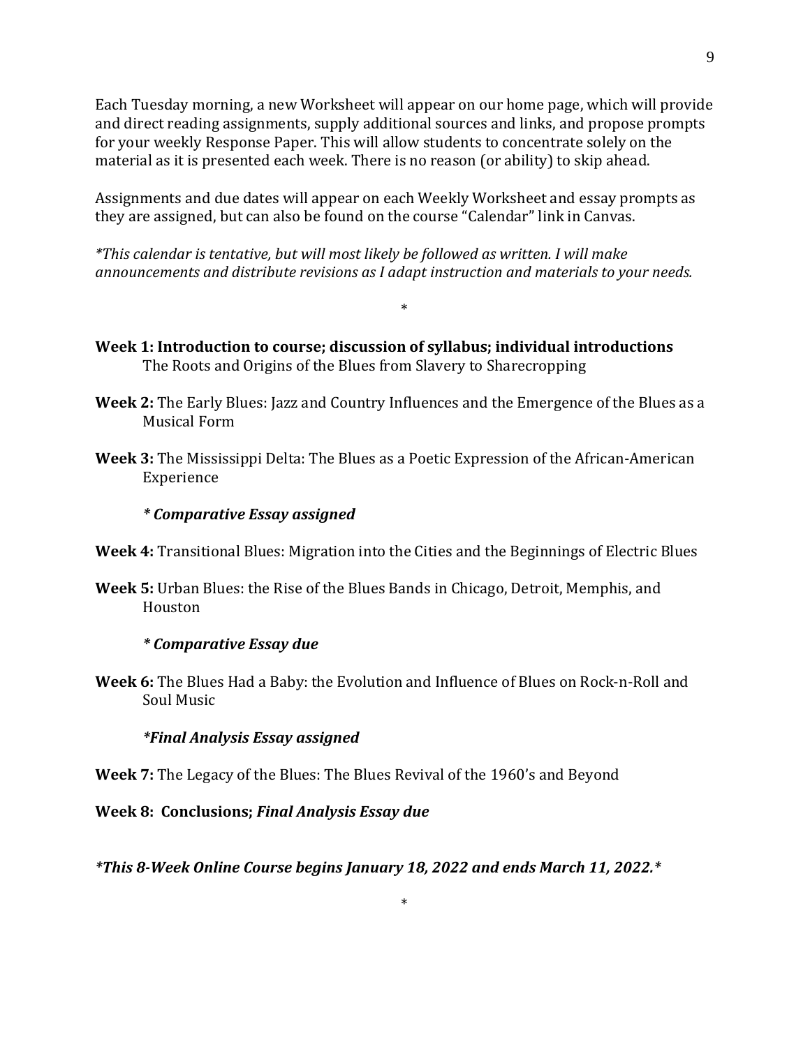Each Tuesday morning, a new Worksheet will appear on our home page, which will provide and direct reading assignments, supply additional sources and links, and propose prompts for your weekly Response Paper. This will allow students to concentrate solely on the material as it is presented each week. There is no reason (or ability) to skip ahead.

Assignments and due dates will appear on each Weekly Worksheet and essay prompts as they are assigned, but can also be found on the course "Calendar" link in Canvas.

*\*This calendar is tentative, but will most likely be followed as written. I will make announcements and distribute revisions as I adapt instruction and materials to your needs.*

\*

**Week 1: Introduction to course; discussion of syllabus; individual introductions**
The Roots and Origins of the Blues from Slavery to Sharecropping

**Week 2:** The Early Blues: Jazz and Country Influences and the Emergence of the Blues as a Musical Form

**Week 3:** The Mississippi Delta: The Blues as a Poetic Expression of the African-American Experience

***\* Comparative Essay assigned***

**Week 4:** Transitional Blues: Migration into the Cities and the Beginnings of Electric Blues

**Week 5:** Urban Blues: the Rise of the Blues Bands in Chicago, Detroit, Memphis, and Houston

***\* Comparative Essay due***

**Week 6:** The Blues Had a Baby: the Evolution and Influence of Blues on Rock-n-Roll and Soul Music

***\*Final Analysis Essay assigned***

**Week 7:** The Legacy of the Blues: The Blues Revival of the 1960's and Beyond

**Week 8: Conclusions; *Final Analysis Essay due***

***\*This 8-Week Online Course begins January 18, 2022 and ends March 11, 2022.\****

\*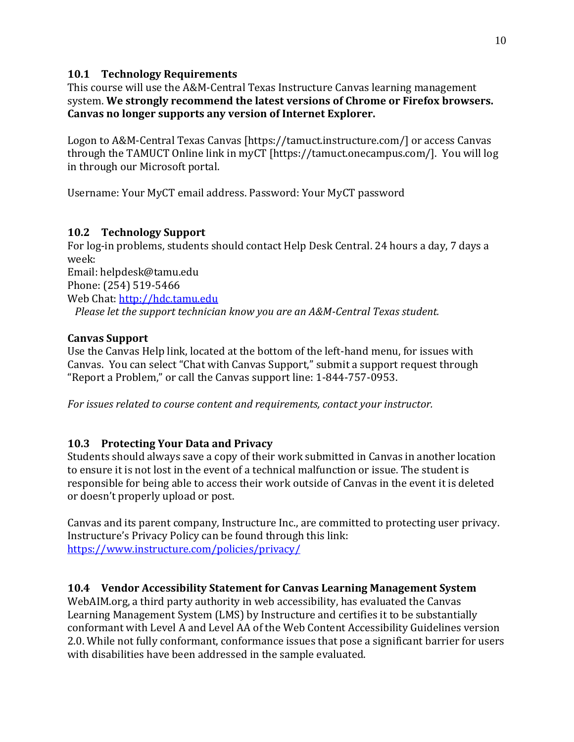### 10.1 Technology Requirements

This course will use the A&M-Central Texas Instructure Canvas learning management system. **We strongly recommend the latest versions of Chrome or Firefox browsers. Canvas no longer supports any version of Internet Explorer.**

Logon to A&M-Central Texas Canvas [https://tamuct.instructure.com/] or access Canvas through the TAMUCT Online link in myCT [https://tamuct.onecampus.com/]. You will log in through our Microsoft portal.

Username: Your MyCT email address. Password: Your MyCT password

### 10.2 Technology Support

For log-in problems, students should contact Help Desk Central. 24 hours a day, 7 days a week:
Email: helpdesk@tamu.edu
Phone: (254) 519-5466
Web Chat: [http://hdc.tamu.edu](http://hdc.tamu.edu)
*Please let the support technician know you are an A&M-Central Texas student.*

**Canvas Support**

Use the Canvas Help link, located at the bottom of the left-hand menu, for issues with Canvas. You can select "Chat with Canvas Support," submit a support request through "Report a Problem," or call the Canvas support line: 1-844-757-0953.

*For issues related to course content and requirements, contact your instructor.*

### 10.3 Protecting Your Data and Privacy

Students should always save a copy of their work submitted in Canvas in another location to ensure it is not lost in the event of a technical malfunction or issue. The student is responsible for being able to access their work outside of Canvas in the event it is deleted or doesn't properly upload or post.

Canvas and its parent company, Instructure Inc., are committed to protecting user privacy. Instructure's Privacy Policy can be found through this link:
[https://www.instructure.com/policies/privacy/](https://www.instructure.com/policies/privacy/)

### 10.4 Vendor Accessibility Statement for Canvas Learning Management System

WebAIM.org, a third party authority in web accessibility, has evaluated the Canvas Learning Management System (LMS) by Instructure and certifies it to be substantially conformant with Level A and Level AA of the Web Content Accessibility Guidelines version 2.0. While not fully conformant, conformance issues that pose a significant barrier for users with disabilities have been addressed in the sample evaluated.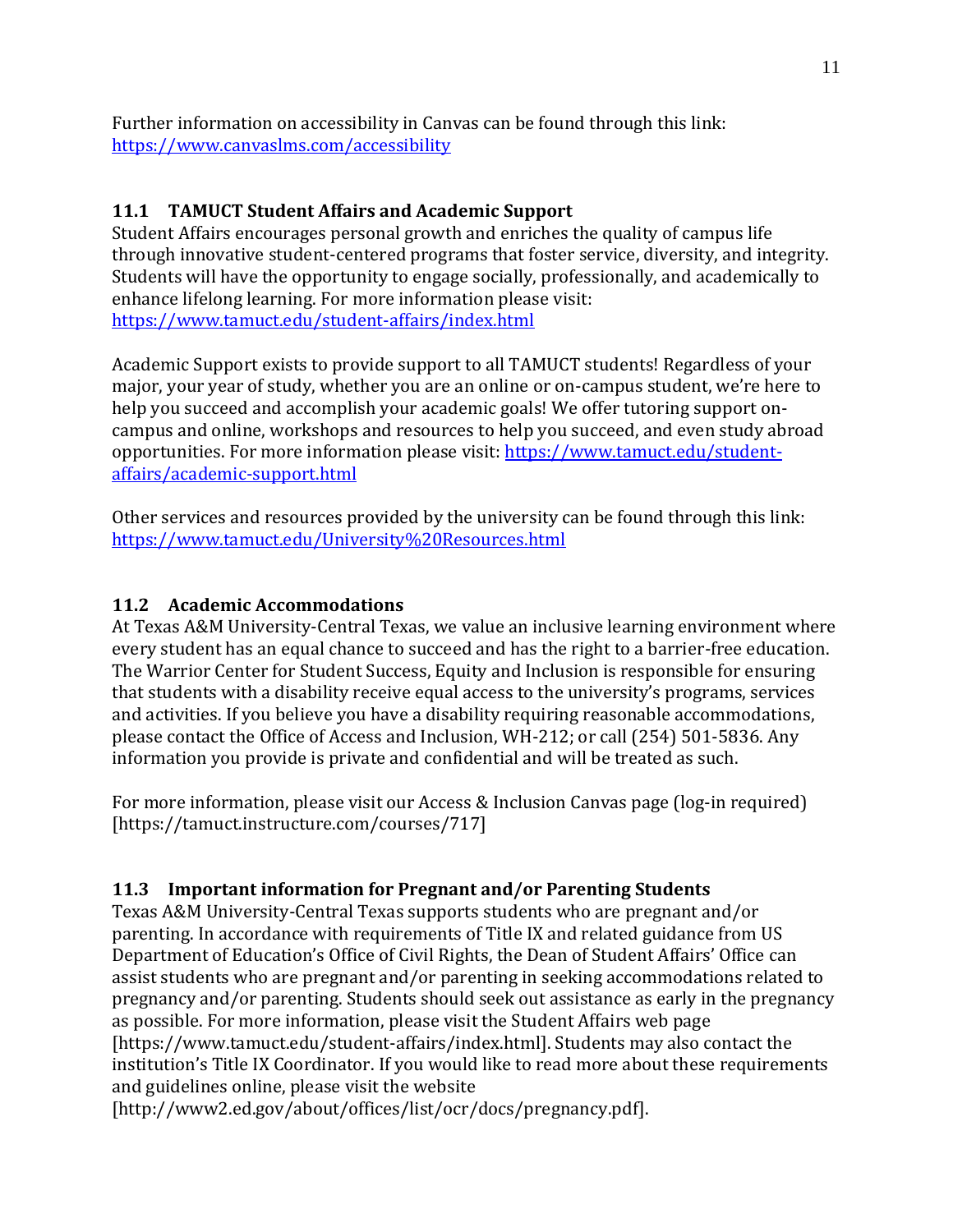Further information on accessibility in Canvas can be found through this link: https://www.canvaslms.com/accessibility

### 11.1 TAMUCT Student Affairs and Academic Support

Student Affairs encourages personal growth and enriches the quality of campus life through innovative student-centered programs that foster service, diversity, and integrity. Students will have the opportunity to engage socially, professionally, and academically to enhance lifelong learning. For more information please visit: https://www.tamuct.edu/student-affairs/index.html

Academic Support exists to provide support to all TAMUCT students! Regardless of your major, your year of study, whether you are an online or on-campus student, we're here to help you succeed and accomplish your academic goals! We offer tutoring support on-campus and online, workshops and resources to help you succeed, and even study abroad opportunities. For more information please visit: https://www.tamuct.edu/student-affairs/academic-support.html

Other services and resources provided by the university can be found through this link: https://www.tamuct.edu/University%20Resources.html

### 11.2 Academic Accommodations

At Texas A&M University-Central Texas, we value an inclusive learning environment where every student has an equal chance to succeed and has the right to a barrier-free education. The Warrior Center for Student Success, Equity and Inclusion is responsible for ensuring that students with a disability receive equal access to the university's programs, services and activities. If you believe you have a disability requiring reasonable accommodations, please contact the Office of Access and Inclusion, WH-212; or call (254) 501-5836. Any information you provide is private and confidential and will be treated as such.

For more information, please visit our Access & Inclusion Canvas page (log-in required) [https://tamuct.instructure.com/courses/717]

### 11.3 Important information for Pregnant and/or Parenting Students

Texas A&M University-Central Texas supports students who are pregnant and/or parenting. In accordance with requirements of Title IX and related guidance from US Department of Education's Office of Civil Rights, the Dean of Student Affairs' Office can assist students who are pregnant and/or parenting in seeking accommodations related to pregnancy and/or parenting. Students should seek out assistance as early in the pregnancy as possible. For more information, please visit the Student Affairs web page [https://www.tamuct.edu/student-affairs/index.html]. Students may also contact the institution's Title IX Coordinator. If you would like to read more about these requirements and guidelines online, please visit the website [http://www2.ed.gov/about/offices/list/ocr/docs/pregnancy.pdf].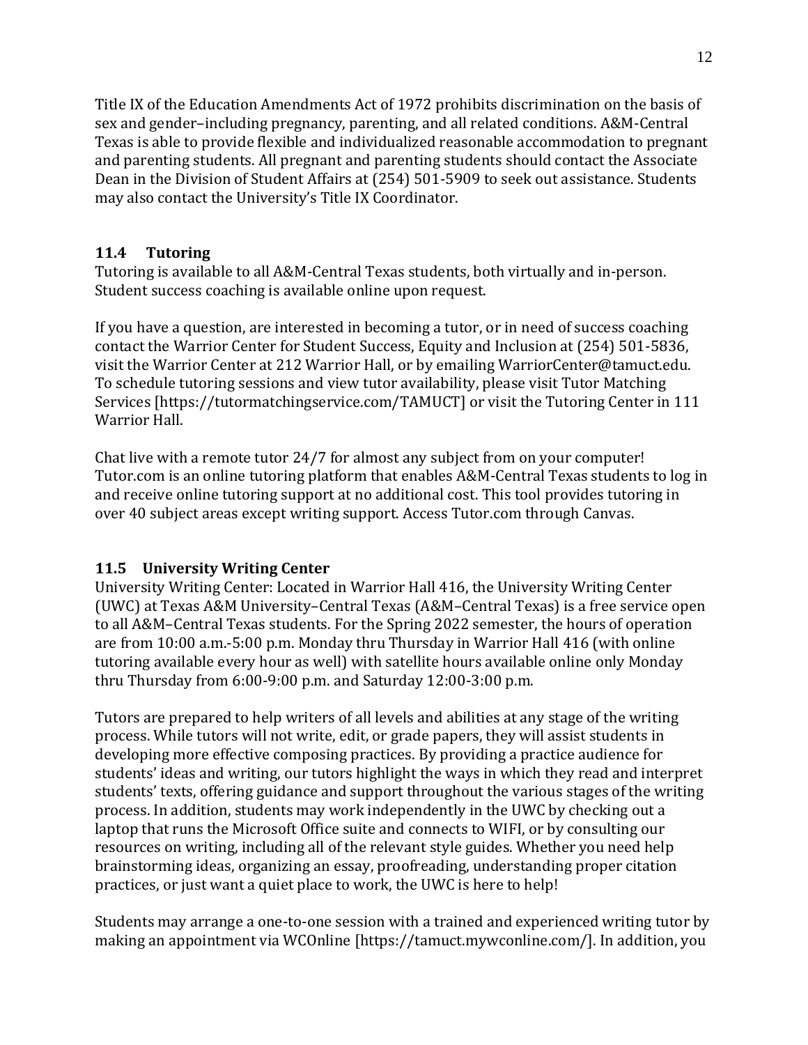Title IX of the Education Amendments Act of 1972 prohibits discrimination on the basis of sex and gender–including pregnancy, parenting, and all related conditions. A&M-Central Texas is able to provide flexible and individualized reasonable accommodation to pregnant and parenting students. All pregnant and parenting students should contact the Associate Dean in the Division of Student Affairs at (254) 501-5909 to seek out assistance. Students may also contact the University's Title IX Coordinator.

### 11.4 Tutoring

Tutoring is available to all A&M-Central Texas students, both virtually and in-person. Student success coaching is available online upon request.

If you have a question, are interested in becoming a tutor, or in need of success coaching contact the Warrior Center for Student Success, Equity and Inclusion at (254) 501-5836, visit the Warrior Center at 212 Warrior Hall, or by emailing WarriorCenter@tamuct.edu. To schedule tutoring sessions and view tutor availability, please visit Tutor Matching Services [https://tutormatchingservice.com/TAMUCT] or visit the Tutoring Center in 111 Warrior Hall.

Chat live with a remote tutor 24/7 for almost any subject from on your computer! Tutor.com is an online tutoring platform that enables A&M-Central Texas students to log in and receive online tutoring support at no additional cost. This tool provides tutoring in over 40 subject areas except writing support. Access Tutor.com through Canvas.

### 11.5 University Writing Center

University Writing Center: Located in Warrior Hall 416, the University Writing Center (UWC) at Texas A&M University–Central Texas (A&M–Central Texas) is a free service open to all A&M–Central Texas students. For the Spring 2022 semester, the hours of operation are from 10:00 a.m.-5:00 p.m. Monday thru Thursday in Warrior Hall 416 (with online tutoring available every hour as well) with satellite hours available online only Monday thru Thursday from 6:00-9:00 p.m. and Saturday 12:00-3:00 p.m.

Tutors are prepared to help writers of all levels and abilities at any stage of the writing process. While tutors will not write, edit, or grade papers, they will assist students in developing more effective composing practices. By providing a practice audience for students' ideas and writing, our tutors highlight the ways in which they read and interpret students' texts, offering guidance and support throughout the various stages of the writing process. In addition, students may work independently in the UWC by checking out a laptop that runs the Microsoft Office suite and connects to WIFI, or by consulting our resources on writing, including all of the relevant style guides. Whether you need help brainstorming ideas, organizing an essay, proofreading, understanding proper citation practices, or just want a quiet place to work, the UWC is here to help!

Students may arrange a one-to-one session with a trained and experienced writing tutor by making an appointment via WCOnline [https://tamuct.mywconline.com/]. In addition, you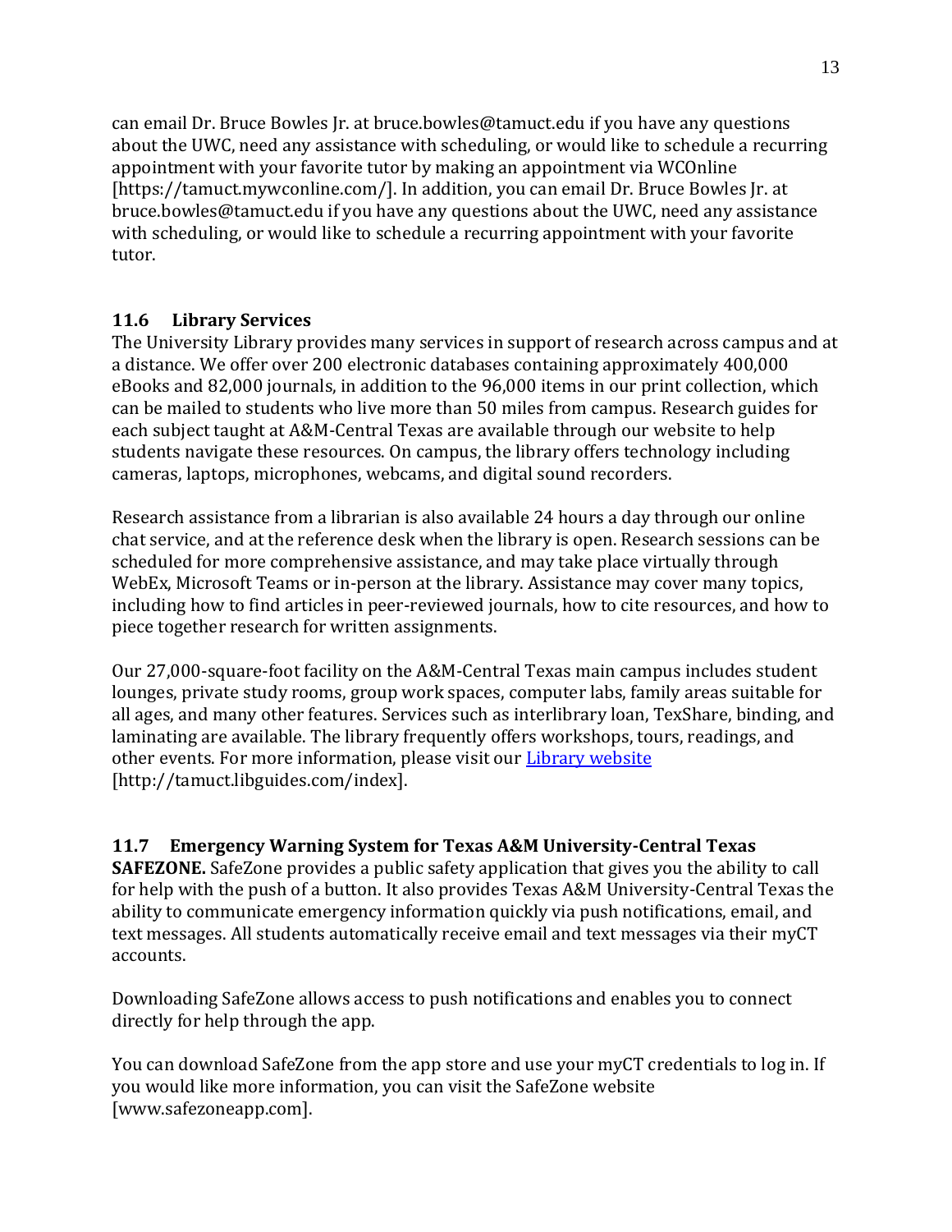can email Dr. Bruce Bowles Jr. at bruce.bowles@tamuct.edu if you have any questions about the UWC, need any assistance with scheduling, or would like to schedule a recurring appointment with your favorite tutor by making an appointment via WCOnline [https://tamuct.mywconline.com/]. In addition, you can email Dr. Bruce Bowles Jr. at bruce.bowles@tamuct.edu if you have any questions about the UWC, need any assistance with scheduling, or would like to schedule a recurring appointment with your favorite tutor.

### 11.6 Library Services

The University Library provides many services in support of research across campus and at a distance. We offer over 200 electronic databases containing approximately 400,000 eBooks and 82,000 journals, in addition to the 96,000 items in our print collection, which can be mailed to students who live more than 50 miles from campus. Research guides for each subject taught at A&M-Central Texas are available through our website to help students navigate these resources. On campus, the library offers technology including cameras, laptops, microphones, webcams, and digital sound recorders.

Research assistance from a librarian is also available 24 hours a day through our online chat service, and at the reference desk when the library is open. Research sessions can be scheduled for more comprehensive assistance, and may take place virtually through WebEx, Microsoft Teams or in-person at the library. Assistance may cover many topics, including how to find articles in peer-reviewed journals, how to cite resources, and how to piece together research for written assignments.

Our 27,000-square-foot facility on the A&M-Central Texas main campus includes student lounges, private study rooms, group work spaces, computer labs, family areas suitable for all ages, and many other features. Services such as interlibrary loan, TexShare, binding, and laminating are available. The library frequently offers workshops, tours, readings, and other events. For more information, please visit our Library website [http://tamuct.libguides.com/index].

### 11.7 Emergency Warning System for Texas A&M University-Central Texas

**SAFEZONE.** SafeZone provides a public safety application that gives you the ability to call for help with the push of a button. It also provides Texas A&M University-Central Texas the ability to communicate emergency information quickly via push notifications, email, and text messages. All students automatically receive email and text messages via their myCT accounts.

Downloading SafeZone allows access to push notifications and enables you to connect directly for help through the app.

You can download SafeZone from the app store and use your myCT credentials to log in. If you would like more information, you can visit the SafeZone website [www.safezoneapp.com].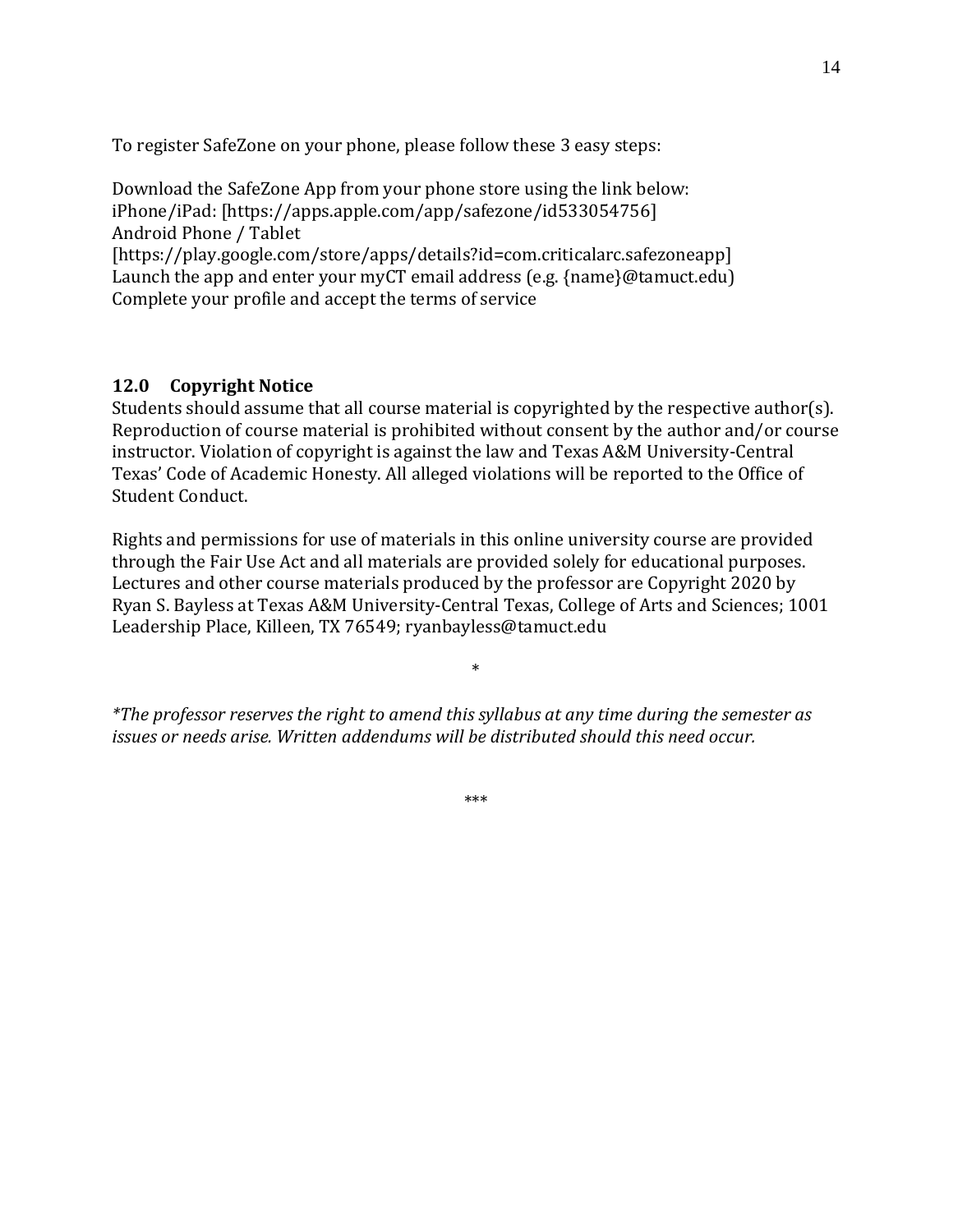To register SafeZone on your phone, please follow these 3 easy steps:

Download the SafeZone App from your phone store using the link below:
iPhone/iPad: [https://apps.apple.com/app/safezone/id533054756]
Android Phone / Tablet
[https://play.google.com/store/apps/details?id=com.criticalarc.safezoneapp]
Launch the app and enter your myCT email address (e.g. {name}@tamuct.edu)
Complete your profile and accept the terms of service

## 12.0 Copyright Notice

Students should assume that all course material is copyrighted by the respective author(s). Reproduction of course material is prohibited without consent by the author and/or course instructor. Violation of copyright is against the law and Texas A&M University-Central Texas' Code of Academic Honesty. All alleged violations will be reported to the Office of Student Conduct.

Rights and permissions for use of materials in this online university course are provided through the Fair Use Act and all materials are provided solely for educational purposes. Lectures and other course materials produced by the professor are Copyright 2020 by Ryan S. Bayless at Texas A&M University-Central Texas, College of Arts and Sciences; 1001 Leadership Place, Killeen, TX 76549; ryanbayless@tamuct.edu

*

*\*The professor reserves the right to amend this syllabus at any time during the semester as issues or needs arise. Written addendums will be distributed should this need occur.*

***